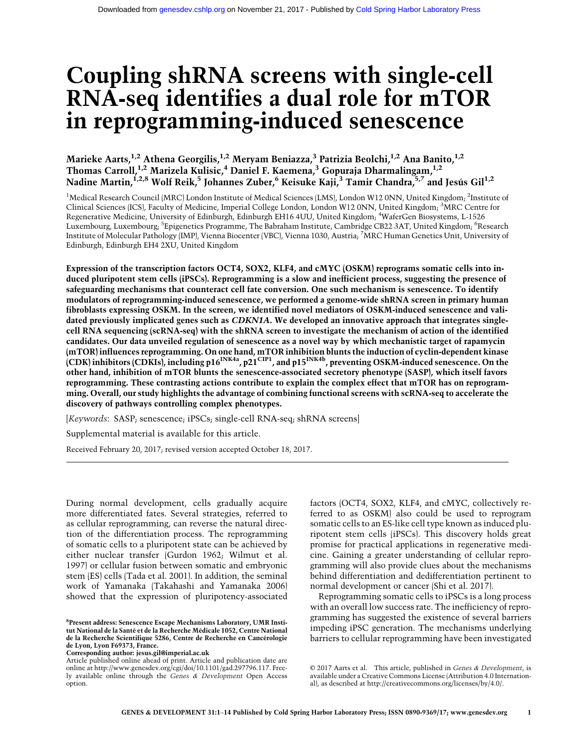# Coupling shRNA screens with single-cell RNA-seq identifies a dual role for mTOR in reprogramming-induced senescence

**Marieke Aarts,[1,2] Athena Georgilis,[1,2] Meryam Beniazza,[3] Patrizia Beolchi,[1,2] Ana Banito,[1,2] Thomas Carroll,[1,2] Marizela Kulisic,[4] Daniel F. Kaemena,[3] Gopuraja Dharmalingam,[1,2] Nadine Martin,[1,2,8] Wolf Reik,[5] Johannes Zuber,[6] Keisuke Kaji,[3] Tamir Chandra,[5,7] and Jesús Gil[1,2]**

[1]Medical Research Council (MRC) London Institute of Medical Sciences (LMS), London W12 0NN, United Kingdom; [2]Institute of Clinical Sciences (ICS), Faculty of Medicine, Imperial College London, London W12 0NN, United Kingdom; [3]MRC Centre for Regenerative Medicine, University of Edinburgh, Edinburgh EH16 4UU, United Kingdom; [4]WaferGen Biosystems, L-1526 Luxembourg, Luxembourg; [5]Epigenetics Programme, The Babraham Institute, Cambridge CB22 3AT, United Kingdom; [6]Research Institute of Molecular Pathology (IMP), Vienna Biocenter (VBC), Vienna 1030, Austria; [7]MRC Human Genetics Unit, University of Edinburgh, Edinburgh EH4 2XU, United Kingdom

**Expression of the transcription factors OCT4, SOX2, KLF4, and cMYC (OSKM) reprograms somatic cells into induced pluripotent stem cells (iPSCs). Reprogramming is a slow and inefficient process, suggesting the presence of safeguarding mechanisms that counteract cell fate conversion. One such mechanism is senescence. To identify modulators of reprogramming-induced senescence, we performed a genome-wide shRNA screen in primary human fibroblasts expressing OSKM. In the screen, we identified novel mediators of OSKM-induced senescence and validated previously implicated genes such as *CDKN1A*. We developed an innovative approach that integrates single-cell RNA sequencing (scRNA-seq) with the shRNA screen to investigate the mechanism of action of the identified candidates. Our data unveiled regulation of senescence as a novel way by which mechanistic target of rapamycin (mTOR) influences reprogramming. On one hand, mTOR inhibition blunts the induction of cyclin-dependent kinase (CDK) inhibitors (CDKIs), including p16$^{INK4a}$, p21$^{CIP1}$, and p15$^{INK4b}$, preventing OSKM-induced senescence. On the other hand, inhibition of mTOR blunts the senescence-associated secretory phenotype (SASP), which itself favors reprogramming. These contrasting actions contribute to explain the complex effect that mTOR has on reprogramming. Overall, our study highlights the advantage of combining functional screens with scRNA-seq to accelerate the discovery of pathways controlling complex phenotypes.**

[*Keywords*: SASP; senescence; iPSCs; single-cell RNA-seq; shRNA screens]

Supplemental material is available for this article.

Received February 20, 2017; revised version accepted October 18, 2017.

During normal development, cells gradually acquire more differentiated fates. Several strategies, referred to as cellular reprogramming, can reverse the natural direction of the differentiation process. The reprogramming of somatic cells to a pluripotent state can be achieved by either nuclear transfer (Gurdon 1962; Wilmut et al. 1997) or cellular fusion between somatic and embryonic stem (ES) cells (Tada et al. 2001). In addition, the seminal work of Yamanaka (Takahashi and Yamanaka 2006) showed that the expression of pluripotency-associated factors (OCT4, SOX2, KLF4, and cMYC, collectively referred to as OSKM) also could be used to reprogram somatic cells to an ES-like cell type known as induced pluripotent stem cells (iPSCs). This discovery holds great promise for practical applications in regenerative medicine. Gaining a greater understanding of cellular reprogramming will also provide clues about the mechanisms behind differentiation and dedifferentiation pertinent to normal development or cancer (Shi et al. 2017).

Reprogramming somatic cells to iPSCs is a long process with an overall low success rate. The inefficiency of reprogramming has suggested the existence of several barriers impeding iPSC generation. The mechanisms underlying barriers to cellular reprogramming have been investigated

[8]Present address: Senescence Escape Mechanisms Laboratory, UMR Institut National de la Santé et de la Recherche Médicale 1052, Centre National de la Recherche Scientifique 5286, Centre de Recherche en Cancérologie de Lyon, Lyon F69373, France.
Corresponding author: jesus.gil@imperial.ac.uk
Article published online ahead of print. Article and publication date are online at http://www.genesdev.org/cgi/doi/10.1101/gad.297796.117. Freely available online through the *Genes & Development* Open Access option.

© 2017 Aarts et al. This article, published in *Genes & Development*, is available under a Creative Commons License (Attribution 4.0 International), as described at http://creativecommons.org/licenses/by/4.0/.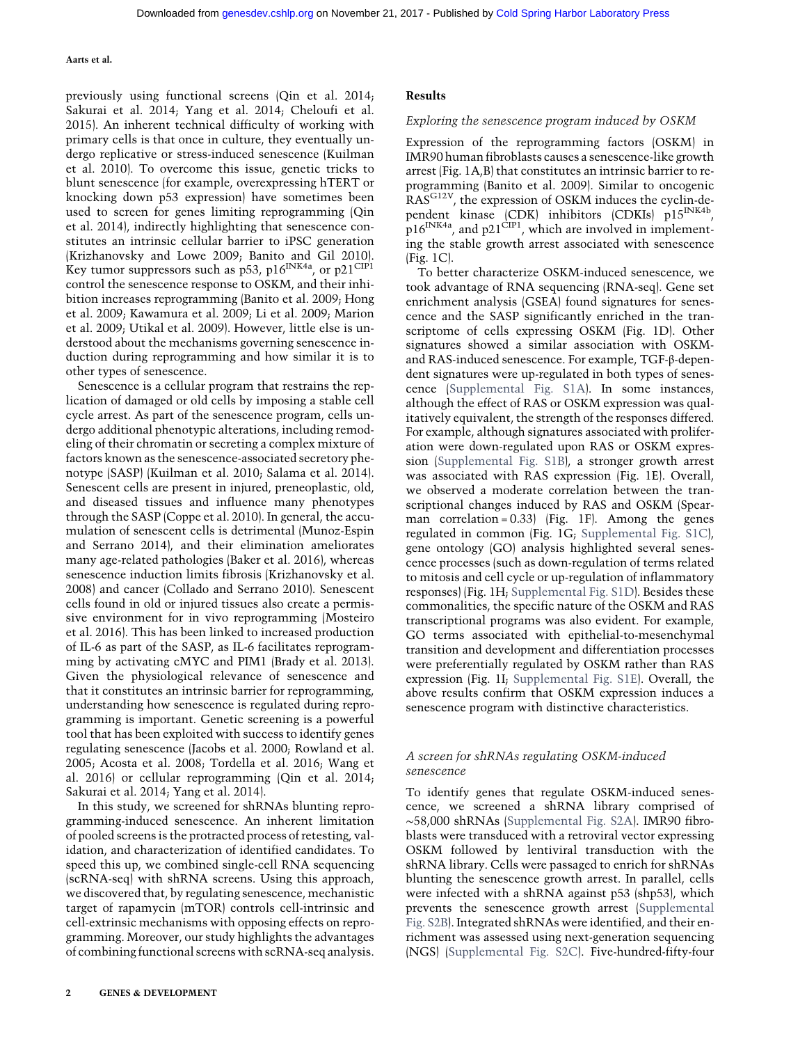previously using functional screens (Qin et al. 2014; Sakurai et al. 2014; Yang et al. 2014; Cheloufi et al. 2015). An inherent technical difficulty of working with primary cells is that once in culture, they eventually undergo replicative or stress-induced senescence (Kuilman et al. 2010). To overcome this issue, genetic tricks to blunt senescence (for example, overexpressing hTERT or knocking down p53 expression) have sometimes been used to screen for genes limiting reprogramming (Qin et al. 2014), indirectly highlighting that senescence constitutes an intrinsic cellular barrier to iPSC generation (Krizhanovsky and Lowe 2009; Banito and Gil 2010). Key tumor suppressors such as p53, $p16^{INK4a}$, or $p21^{CIP1}$ control the senescence response to OSKM, and their inhibition increases reprogramming (Banito et al. 2009; Hong et al. 2009; Kawamura et al. 2009; Li et al. 2009; Marion et al. 2009; Utikal et al. 2009). However, little else is understood about the mechanisms governing senescence induction during reprogramming and how similar it is to other types of senescence.

Senescence is a cellular program that restrains the replication of damaged or old cells by imposing a stable cell cycle arrest. As part of the senescence program, cells undergo additional phenotypic alterations, including remodeling of their chromatin or secreting a complex mixture of factors known as the senescence-associated secretory phenotype (SASP) (Kuilman et al. 2010; Salama et al. 2014). Senescent cells are present in injured, preneoplastic, old, and diseased tissues and influence many phenotypes through the SASP (Coppe et al. 2010). In general, the accumulation of senescent cells is detrimental (Munoz-Espin and Serrano 2014), and their elimination ameliorates many age-related pathologies (Baker et al. 2016), whereas senescence induction limits fibrosis (Krizhanovsky et al. 2008) and cancer (Collado and Serrano 2010). Senescent cells found in old or injured tissues also create a permissive environment for in vivo reprogramming (Mosteiro et al. 2016). This has been linked to increased production of IL-6 as part of the SASP, as IL-6 facilitates reprogramming by activating cMYC and PIM1 (Brady et al. 2013). Given the physiological relevance of senescence and that it constitutes an intrinsic barrier for reprogramming, understanding how senescence is regulated during reprogramming is important. Genetic screening is a powerful tool that has been exploited with success to identify genes regulating senescence (Jacobs et al. 2000; Rowland et al. 2005; Acosta et al. 2008; Tordella et al. 2016; Wang et al. 2016) or cellular reprogramming (Qin et al. 2014; Sakurai et al. 2014; Yang et al. 2014).

In this study, we screened for shRNAs blunting reprogramming-induced senescence. An inherent limitation of pooled screens is the protracted process of retesting, validation, and characterization of identified candidates. To speed this up, we combined single-cell RNA sequencing (scRNA-seq) with shRNA screens. Using this approach, we discovered that, by regulating senescence, mechanistic target of rapamycin (mTOR) controls cell-intrinsic and cell-extrinsic mechanisms with opposing effects on reprogramming. Moreover, our study highlights the advantages of combining functional screens with scRNA-seq analysis.

## Results

### *Exploring the senescence program induced by OSKM*

Expression of the reprogramming factors (OSKM) in IMR90 human fibroblasts causes a senescence-like growth arrest (Fig. 1A,B) that constitutes an intrinsic barrier to reprogramming (Banito et al. 2009). Similar to oncogenic $RAS^{G12V}$, the expression of OSKM induces the cyclin-dependent kinase (CDK) inhibitors (CDKIs) $p15^{INK4b}$, $p16^{INK4a}$, and $p21^{CIP1}$, which are involved in implementing the stable growth arrest associated with senescence (Fig. 1C).

To better characterize OSKM-induced senescence, we took advantage of RNA sequencing (RNA-seq). Gene set enrichment analysis (GSEA) found signatures for senescence and the SASP significantly enriched in the transcriptome of cells expressing OSKM (Fig. 1D). Other signatures showed a similar association with OSKM- and RAS-induced senescence. For example, TGF-β-dependent signatures were up-regulated in both types of senescence (Supplemental Fig. S1A). In some instances, although the effect of RAS or OSKM expression was qualitatively equivalent, the strength of the responses differed. For example, although signatures associated with proliferation were down-regulated upon RAS or OSKM expression (Supplemental Fig. S1B), a stronger growth arrest was associated with RAS expression (Fig. 1E). Overall, we observed a moderate correlation between the transcriptional changes induced by RAS and OSKM (Spearman correlation = 0.33) (Fig. 1F). Among the genes regulated in common (Fig. 1G; Supplemental Fig. S1C), gene ontology (GO) analysis highlighted several senescence processes (such as down-regulation of terms related to mitosis and cell cycle or up-regulation of inflammatory responses) (Fig. 1H; Supplemental Fig. S1D). Besides these commonalities, the specific nature of the OSKM and RAS transcriptional programs was also evident. For example, GO terms associated with epithelial-to-mesenchymal transition and development and differentiation processes were preferentially regulated by OSKM rather than RAS expression (Fig. 1I; Supplemental Fig. S1E). Overall, the above results confirm that OSKM expression induces a senescence program with distinctive characteristics.

### *A screen for shRNAs regulating OSKM-induced senescence*

To identify genes that regulate OSKM-induced senescence, we screened a shRNA library comprised of ~58,000 shRNAs (Supplemental Fig. S2A). IMR90 fibroblasts were transduced with a retroviral vector expressing OSKM followed by lentiviral transduction with the shRNA library. Cells were passaged to enrich for shRNAs blunting the senescence growth arrest. In parallel, cells were infected with a shRNA against p53 (shp53), which prevents the senescence growth arrest (Supplemental Fig. S2B). Integrated shRNAs were identified, and their enrichment was assessed using next-generation sequencing (NGS) (Supplemental Fig. S2C). Five-hundred-fifty-four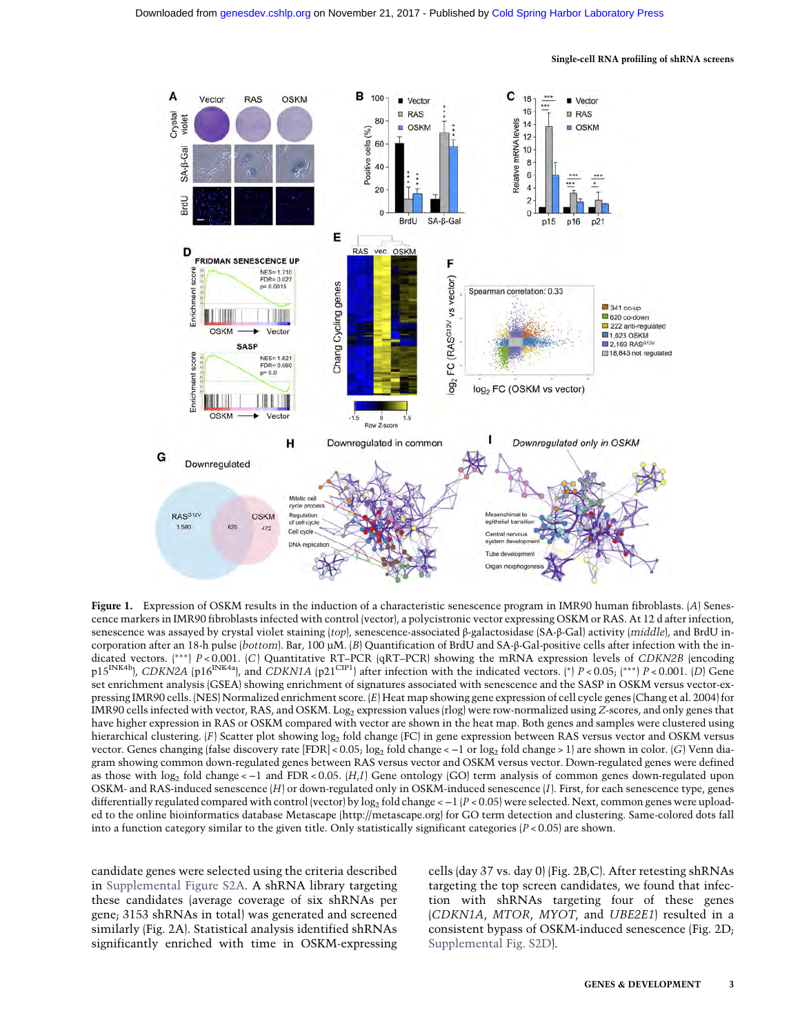**Figure 1.** Expression of OSKM results in the induction of a characteristic senescence program in IMR90 human fibroblasts. (*A*) Senescence markers in IMR90 fibroblasts infected with control (vector), a polycistronic vector expressing OSKM or RAS. At 12 d after infection, senescence was assayed by crystal violet staining (*top*), senescence-associated β-galactosidase (SA-β-Gal) activity (*middle*), and BrdU incorporation after an 18-h pulse (*bottom*). Bar, 100 μM. (*B*) Quantification of BrdU and SA-β-Gal-positive cells after infection with the indicated vectors. (***) $P < 0.001$. (*C*) Quantitative RT–PCR (qRT–PCR) showing the mRNA expression levels of *CDKN2B* (encoding p15[INK4b]), *CDKN2A* (p16[INK4a]), and *CDKN1A* (p21[CIP1]) after infection with the indicated vectors. (*) $P < 0.05$; (***) $P < 0.001$. (*D*) Gene set enrichment analysis (GSEA) showing enrichment of signatures associated with senescence and the SASP in OSKM versus vector-expressing IMR90 cells. (NES) Normalized enrichment score. (*E*) Heat map showing gene expression of cell cycle genes (Chang et al. 2004) for IMR90 cells infected with vector, RAS, and OSKM. $Log_2$ expression values (rlog) were row-normalized using *Z*-scores, and only genes that have higher expression in RAS or OSKM compared with vector are shown in the heat map. Both genes and samples were clustered using hierarchical clustering. (*F*) Scatter plot showing $log_2$ fold change (FC) in gene expression between RAS versus vector and OSKM versus vector. Genes changing (false discovery rate [FDR] < 0.05; $log_2$ fold change < −1 or $log_2$ fold change > 1) are shown in color. (*G*) Venn diagram showing common down-regulated genes between RAS versus vector and OSKM versus vector. Down-regulated genes were defined as those with $log_2$ fold change < −1 and FDR < 0.05. (*H*,*I*) Gene ontology (GO) term analysis of common genes down-regulated upon OSKM- and RAS-induced senescence (*H*) or down-regulated only in OSKM-induced senescence (*I*). First, for each senescence type, genes differentially regulated compared with control (vector) by $log_2$ fold change < −1 ($P < 0.05$) were selected. Next, common genes were uploaded to the online bioinformatics database Metascape (http://metascape.org) for GO term detection and clustering. Same-colored dots fall into a function category similar to the given title. Only statistically significant categories ($P < 0.05$) are shown.

candidate genes were selected using the criteria described in Supplemental Figure S2A. A shRNA library targeting these candidates (average coverage of six shRNAs per gene; 3153 shRNAs in total) was generated and screened similarly (Fig. 2A). Statistical analysis identified shRNAs significantly enriched with time in OSKM-expressing cells (day 37 vs. day 0) (Fig. 2B,C). After retesting shRNAs targeting the top screen candidates, we found that infection with shRNAs targeting four of these genes (*CDKN1A*, *MTOR*, *MYOT*, and *UBE2E1*) resulted in a consistent bypass of OSKM-induced senescence (Fig. 2D; Supplemental Fig. S2D).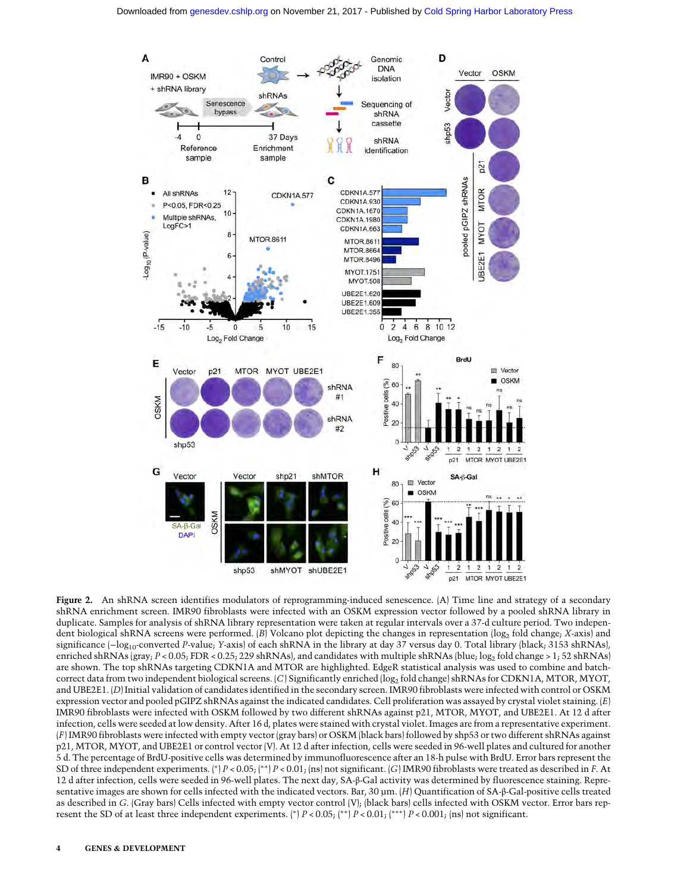**Figure 2.** An shRNA screen identifies modulators of reprogramming-induced senescence. (*A*) Time line and strategy of a secondary shRNA enrichment screen. IMR90 fibroblasts were infected with an OSKM expression vector followed by a pooled shRNA library in duplicate. Samples for analysis of shRNA library representation were taken at regular intervals over a 37-d culture period. Two independent biological shRNA screens were performed. (*B*) Volcano plot depicting the changes in representation ($\log_2$ fold change; *X*-axis) and significance ($-\log_{10}$-converted *P*-value; *Y*-axis) of each shRNA in the library at day 37 versus day 0. Total library (black; 3153 shRNAs), enriched shRNAs (gray; $P < 0.05$; FDR < 0.25; 229 shRNAs), and candidates with multiple shRNAs (blue; $\log_2$ fold change > 1; 52 shRNAs) are shown. The top shRNAs targeting CDKN1A and MTOR are highlighted. EdgeR statistical analysis was used to combine and batch-correct data from two independent biological screens. (*C*) Significantly enriched ($\log_2$ fold change) shRNAs for CDKN1A, MTOR, MYOT, and UBE2E1. (*D*) Initial validation of candidates identified in the secondary screen. IMR90 fibroblasts were infected with control or OSKM expression vector and pooled pGIPZ shRNAs against the indicated candidates. Cell proliferation was assayed by crystal violet staining. (*E*) IMR90 fibroblasts were infected with OSKM followed by two different shRNAs against p21, MTOR, MYOT, and UBE2E1. At 12 d after infection, cells were seeded at low density. After 16 d, plates were stained with crystal violet. Images are from a representative experiment. (*F*) IMR90 fibroblasts were infected with empty vector (gray bars) or OSKM (black bars) followed by shp53 or two different shRNAs against p21, MTOR, MYOT, and UBE2E1 or control vector (V). At 12 d after infection, cells were seeded in 96-well plates and cultured for another 5 d. The percentage of BrdU-positive cells was determined by immunofluorescence after an 18-h pulse with BrdU. Error bars represent the SD of three independent experiments. (*) $P < 0.05$; (**) $P < 0.01$; (ns) not significant. (*G*) IMR90 fibroblasts were treated as described in *F*. At 12 d after infection, cells were seeded in 96-well plates. The next day, SA-β-Gal activity was determined by fluorescence staining. Representative images are shown for cells infected with the indicated vectors. Bar, 30 µm. (*H*) Quantification of SA-β-Gal-positive cells treated as described in *G*. (Gray bars) Cells infected with empty vector control (V); (black bars) cells infected with OSKM vector. Error bars represent the SD of at least three independent experiments. (*) $P < 0.05$; (**) $P < 0.01$; (***) $P < 0.001$; (ns) not significant.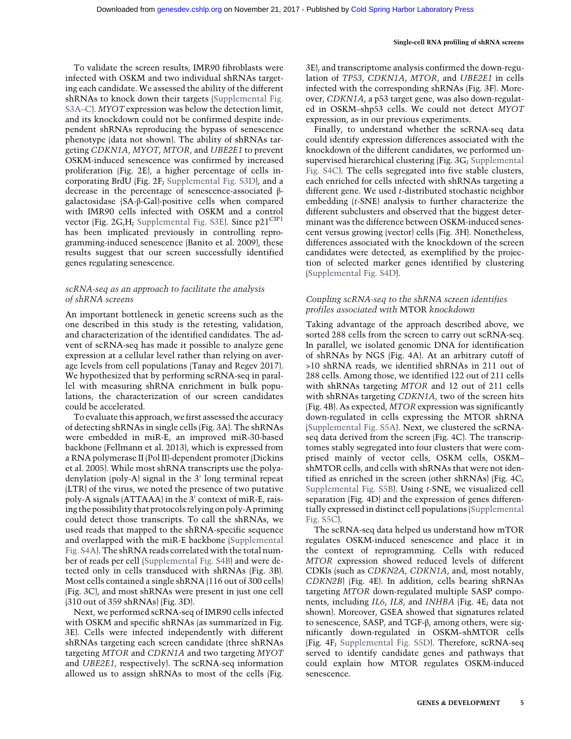To validate the screen results, IMR90 fibroblasts were infected with OSKM and two individual shRNAs targeting each candidate. We assessed the ability of the different shRNAs to knock down their targets (Supplemental Fig. S3A–C). *MYOT* expression was below the detection limit, and its knockdown could not be confirmed despite independent shRNAs reproducing the bypass of senescence phenotype (data not shown). The ability of shRNAs targeting *CDKN1A*, *MYOT*, *MTOR*, and *UBE2E1* to prevent OSKM-induced senescence was confirmed by increased proliferation (Fig. 2E), a higher percentage of cells incorporating BrdU (Fig. 2F; Supplemental Fig. S3D), and a decrease in the percentage of senescence-associated β-galactosidase (SA-β-Gal)-positive cells when compared with IMR90 cells infected with OSKM and a control vector (Fig. 2G,H; Supplemental Fig. S3E). Since $p21^{CIP1}$ has been implicated previously in controlling reprogramming-induced senescence (Banito et al. 2009), these results suggest that our screen successfully identified genes regulating senescence.

### *scRNA-seq as an approach to facilitate the analysis of shRNA screens*

An important bottleneck in genetic screens such as the one described in this study is the retesting, validation, and characterization of the identified candidates. The advent of scRNA-seq has made it possible to analyze gene expression at a cellular level rather than relying on average levels from cell populations (Tanay and Regev 2017). We hypothesized that by performing scRNA-seq in parallel with measuring shRNA enrichment in bulk populations, the characterization of our screen candidates could be accelerated.

To evaluate this approach, we first assessed the accuracy of detecting shRNAs in single cells (Fig. 3A). The shRNAs were embedded in miR-E, an improved miR-30-based backbone (Fellmann et al. 2013), which is expressed from a RNA polymerase II (Pol II)-dependent promoter (Dickins et al. 2005). While most shRNA transcripts use the polyadenylation (poly-A) signal in the 3′ long terminal repeat (LTR) of the virus, we noted the presence of two putative poly-A signals (ATTAAA) in the 3′ context of miR-E, raising the possibility that protocols relying on poly-A priming could detect those transcripts. To call the shRNAs, we used reads that mapped to the shRNA-specific sequence and overlapped with the miR-E backbone (Supplemental Fig. S4A). The shRNA reads correlated with the total number of reads per cell (Supplemental Fig. S4B) and were detected only in cells transduced with shRNAs (Fig. 3B). Most cells contained a single shRNA (116 out of 300 cells) (Fig. 3C), and most shRNAs were present in just one cell (310 out of 359 shRNAs) (Fig. 3D).

Next, we performed scRNA-seq of IMR90 cells infected with OSKM and specific shRNAs (as summarized in Fig. 3E). Cells were infected independently with different shRNAs targeting each screen candidate (three shRNAs targeting *MTOR* and *CDKN1A* and two targeting *MYOT* and *UBE2E1*, respectively). The scRNA-seq information allowed us to assign shRNAs to most of the cells (Fig. 3E), and transcriptome analysis confirmed the down-regulation of *TP53*, *CDKN1A*, *MTOR*, and *UBE2E1* in cells infected with the corresponding shRNAs (Fig. 3F). Moreover, *CDKN1A*, a p53 target gene, was also down-regulated in OSKM–shp53 cells. We could not detect *MYOT* expression, as in our previous experiments.

Finally, to understand whether the scRNA-seq data could identify expression differences associated with the knockdown of the different candidates, we performed unsupervised hierarchical clustering (Fig. 3G; Supplemental Fig. S4C). The cells segregated into five stable clusters, each enriched for cells infected with shRNAs targeting a different gene. We used *t*-distributed stochastic neighbor embedding (*t*-SNE) analysis to further characterize the different subclusters and observed that the biggest determinant was the difference between OSKM-induced senescent versus growing (vector) cells (Fig. 3H). Nonetheless, differences associated with the knockdown of the screen candidates were detected, as exemplified by the projection of selected marker genes identified by clustering (Supplemental Fig. S4D).

### *Coupling scRNA-seq to the shRNA screen identifies profiles associated with* MTOR *knockdown*

Taking advantage of the approach described above, we sorted 288 cells from the screen to carry out scRNA-seq. In parallel, we isolated genomic DNA for identification of shRNAs by NGS (Fig. 4A). At an arbitrary cutoff of >10 shRNA reads, we identified shRNAs in 211 out of 288 cells. Among those, we identified 122 out of 211 cells with shRNAs targeting *MTOR* and 12 out of 211 cells with shRNAs targeting *CDKN1A*, two of the screen hits (Fig. 4B). As expected, *MTOR* expression was significantly down-regulated in cells expressing the MTOR shRNA (Supplemental Fig. S5A). Next, we clustered the scRNA-seq data derived from the screen (Fig. 4C). The transcriptomes stably segregated into four clusters that were comprised mainly of vector cells, OSKM cells, OSKM–shMTOR cells, and cells with shRNAs that were not identified as enriched in the screen (other shRNAs) (Fig. 4C; Supplemental Fig. S5B). Using *t*-SNE, we visualized cell separation (Fig. 4D) and the expression of genes differentially expressed in distinct cell populations (Supplemental Fig. S5C).

The scRNA-seq data helped us understand how mTOR regulates OSKM-induced senescence and place it in the context of reprogramming. Cells with reduced *MTOR* expression showed reduced levels of different CDKIs (such as *CDKN2A*, *CDKN1A*, and, most notably, *CDKN2B*) (Fig. 4E). In addition, cells bearing shRNAs targeting *MTOR* down-regulated multiple SASP components, including *IL6*, *IL8*, and *INHBA* (Fig. 4E; data not shown). Moreover, GSEA showed that signatures related to senescence, SASP, and TGF-β, among others, were significantly down-regulated in OSKM–shMTOR cells (Fig. 4F; Supplemental Fig. S5D). Therefore, scRNA-seq served to identify candidate genes and pathways that could explain how MTOR regulates OSKM-induced senescence.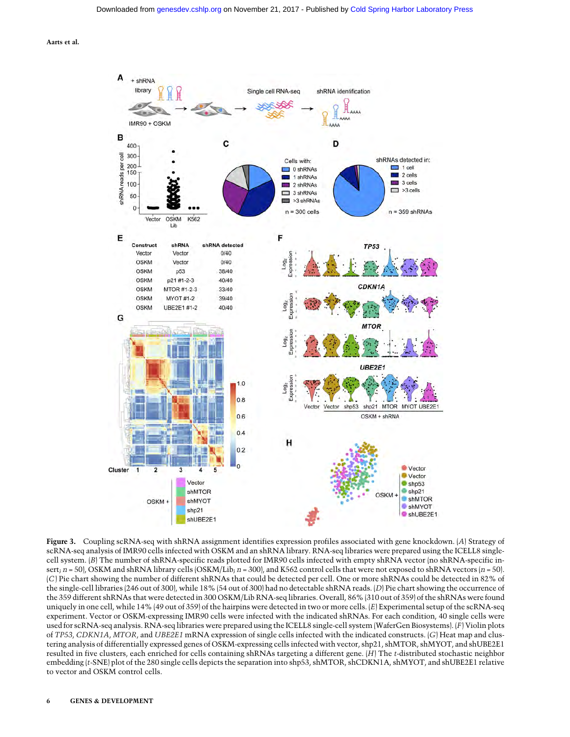**Figure 3.** Coupling scRNA-seq with shRNA assignment identifies expression profiles associated with gene knockdown. (*A*) Strategy of scRNA-seq analysis of IMR90 cells infected with OSKM and an shRNA library. RNA-seq libraries were prepared using the ICELL8 single-cell system. (*B*) The number of shRNA-specific reads plotted for IMR90 cells infected with empty shRNA vector (no shRNA-specific insert; $n = 50$), OSKM and shRNA library cells (OSKM/Lib; $n = 300$), and K562 control cells that were not exposed to shRNA vectors ($n = 50$). (*C*) Pie chart showing the number of different shRNAs that could be detected per cell. One or more shRNAs could be detected in 82% of the single-cell libraries (246 out of 300), while 18% (54 out of 300) had no detectable shRNA reads. (*D*) Pie chart showing the occurrence of the 359 different shRNAs that were detected in 300 OSKM/Lib RNA-seq libraries. Overall, 86% (310 out of 359) of the shRNAs were found uniquely in one cell, while 14% (49 out of 359) of the hairpins were detected in two or more cells. (*E*) Experimental setup of the scRNA-seq experiment. Vector or OSKM-expressing IMR90 cells were infected with the indicated shRNAs. For each condition, 40 single cells were used for scRNA-seq analysis. RNA-seq libraries were prepared using the ICELL8 single-cell system (WaferGen Biosystems). (*F*) Violin plots of *TP53*, *CDKN1A*, *MTOR*, and *UBE2E1* mRNA expression of single cells infected with the indicated constructs. (*G*) Heat map and clustering analysis of differentially expressed genes of OSKM-expressing cells infected with vector, shp21, shMTOR, shMYOT, and shUBE2E1 resulted in five clusters, each enriched for cells containing shRNAs targeting a different gene. (*H*) The *t*-distributed stochastic neighbor embedding (*t*-SNE) plot of the 280 single cells depicts the separation into shp53, shMTOR, shCDKN1A, shMYOT, and shUBE2E1 relative to vector and OSKM control cells.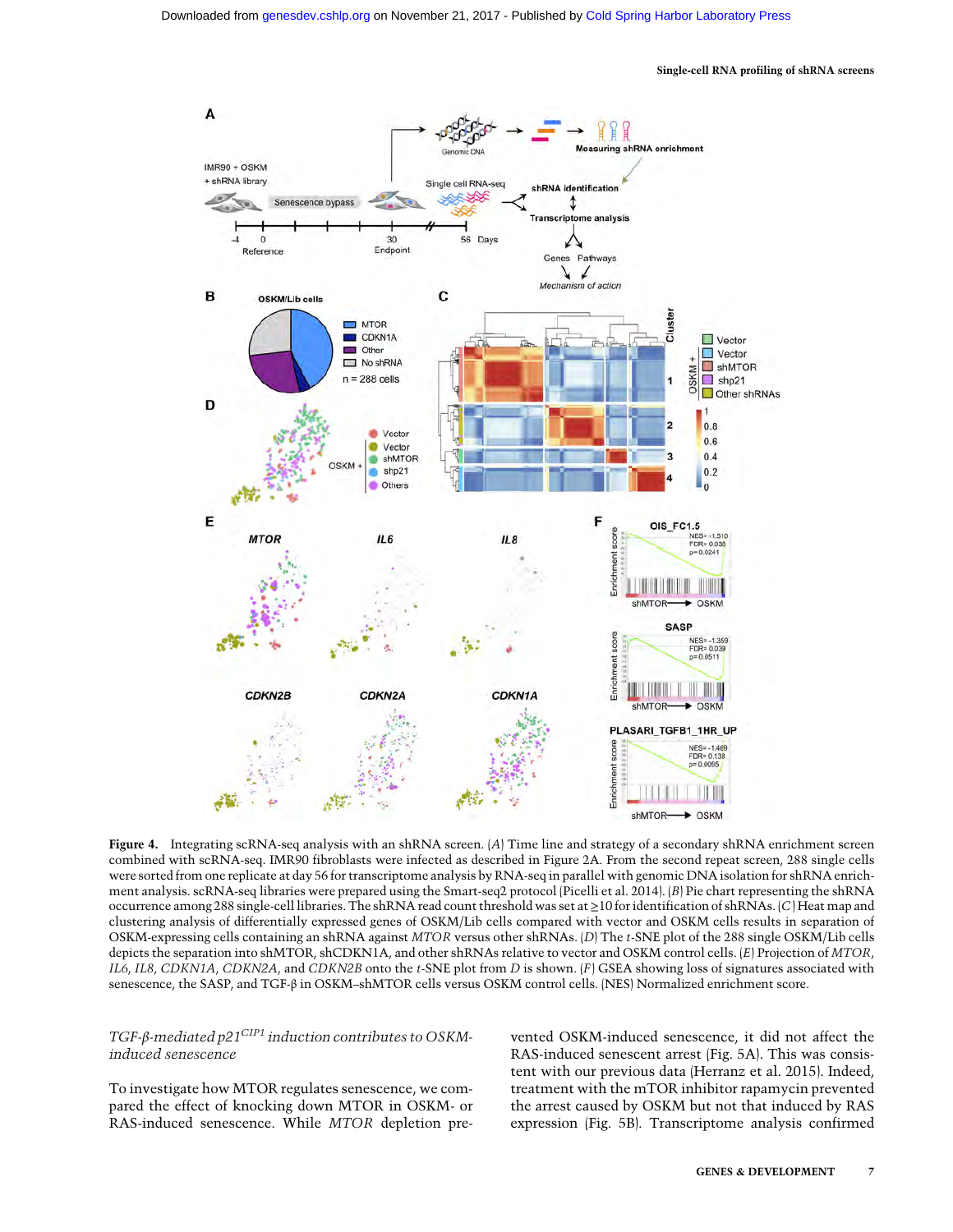**Figure 4.** Integrating scRNA-seq analysis with an shRNA screen. (*A*) Time line and strategy of a secondary shRNA enrichment screen combined with scRNA-seq. IMR90 fibroblasts were infected as described in Figure 2A. From the second repeat screen, 288 single cells were sorted from one replicate at day 56 for transcriptome analysis by RNA-seq in parallel with genomic DNA isolation for shRNA enrichment analysis. scRNA-seq libraries were prepared using the Smart-seq2 protocol (Picelli et al. 2014). (*B*) Pie chart representing the shRNA occurrence among 288 single-cell libraries. The shRNA read count threshold was set at ≥10 for identification of shRNAs. (*C*) Heat map and clustering analysis of differentially expressed genes of OSKM/Lib cells compared with vector and OSKM cells results in separation of OSKM-expressing cells containing an shRNA against *MTOR* versus other shRNAs. (*D*) The *t*-SNE plot of the 288 single OSKM/Lib cells depicts the separation into shMTOR, shCDKN1A, and other shRNAs relative to vector and OSKM control cells. (*E*) Projection of *MTOR*, *IL6*, *IL8*, *CDKN1A*, *CDKN2A*, and *CDKN2B* onto the *t*-SNE plot from *D* is shown. (*F*) GSEA showing loss of signatures associated with senescence, the SASP, and TGF-β in OSKM–shMTOR cells versus OSKM control cells. (NES) Normalized enrichment score.

### *TGF-β-mediated p21[CIP1] induction contributes to OSKM-induced senescence*

To investigate how MTOR regulates senescence, we compared the effect of knocking down MTOR in OSKM- or RAS-induced senescence. While *MTOR* depletion prevented OSKM-induced senescence, it did not affect the RAS-induced senescent arrest (Fig. 5A). This was consistent with our previous data (Herranz et al. 2015). Indeed, treatment with the mTOR inhibitor rapamycin prevented the arrest caused by OSKM but not that induced by RAS expression (Fig. 5B). Transcriptome analysis confirmed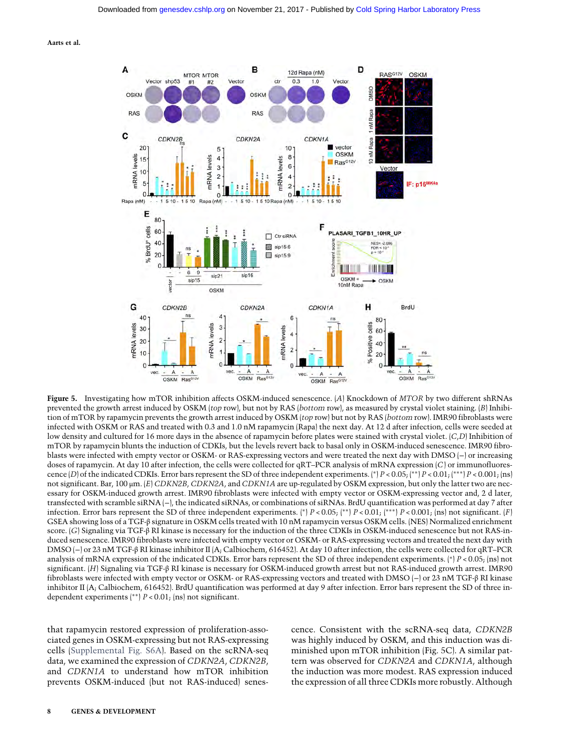**Figure 5.** Investigating how mTOR inhibition affects OSKM-induced senescence. (*A*) Knockdown of *MTOR* by two different shRNAs prevented the growth arrest induced by OSKM (*top* row), but not by RAS (*bottom* row), as measured by crystal violet staining. (*B*) Inhibition of mTOR by rapamycin prevents the growth arrest induced by OSKM (*top* row) but not by RAS (*bottom* row). IMR90 fibroblasts were infected with OSKM or RAS and treated with 0.3 and 1.0 nM rapamycin (Rapa) the next day. At 12 d after infection, cells were seeded at low density and cultured for 16 more days in the absence of rapamycin before plates were stained with crystal violet. (*C*,*D*) Inhibition of mTOR by rapamycin blunts the induction of CDKIs, but the levels revert back to basal only in OSKM-induced senescence. IMR90 fibroblasts were infected with empty vector or OSKM- or RAS-expressing vectors and were treated the next day with DMSO (−) or increasing doses of rapamycin. At day 10 after infection, the cells were collected for qRT–PCR analysis of mRNA expression (*C*) or immunofluorescence (*D*) of the indicated CDKIs. Error bars represent the SD of three independent experiments. (*) $P < 0.05$; (**) $P < 0.01$; (***) $P < 0.001$; (ns) not significant. Bar, 100 µm. (*E*) *CDKN2B*, *CDKN2A*, and *CDKN1A* are up-regulated by OSKM expression, but only the latter two are necessary for OSKM-induced growth arrest. IMR90 fibroblasts were infected with empty vector or OSKM-expressing vector and, 2 d later, transfected with scramble siRNA (−), the indicated siRNAs, or combinations of siRNAs. BrdU quantification was performed at day 7 after infection. Error bars represent the SD of three independent experiments. (*) $P < 0.05$; (**) $P < 0.01$; (***) $P < 0.001$; (ns) not significant. (*F*) GSEA showing loss of a TGF-β signature in OSKM cells treated with 10 nM rapamycin versus OSKM cells. (NES) Normalized enrichment score. (*G*) Signaling via TGF-β RI kinase is necessary for the induction of the three CDKIs in OSKM-induced senescence but not RAS-induced senescence. IMR90 fibroblasts were infected with empty vector or OSKM- or RAS-expressing vectors and treated the next day with DMSO (−) or 23 nM TGF-β RI kinase inhibitor II (A; Calbiochem, 616452). At day 10 after infection, the cells were collected for qRT–PCR analysis of mRNA expression of the indicated CDKIs. Error bars represent the SD of three independent experiments. (*) $P < 0.05$; (ns) not significant. (*H*) Signaling via TGF-β RI kinase is necessary for OSKM-induced growth arrest but not RAS-induced growth arrest. IMR90 fibroblasts were infected with empty vector or OSKM- or RAS-expressing vectors and treated with DMSO (−) or 23 nM TGF-β RI kinase inhibitor II (A; Calbiochem, 616452). BrdU quantification was performed at day 9 after infection. Error bars represent the SD of three independent experiments (**) $P < 0.01$; (ns) not significant.

that rapamycin restored expression of proliferation-associated genes in OSKM-expressing but not RAS-expressing cells (Supplemental Fig. S6A). Based on the scRNA-seq data, we examined the expression of *CDKN2A*, *CDKN2B*, and *CDKN1A* to understand how mTOR inhibition prevents OSKM-induced (but not RAS-induced) senescence. Consistent with the scRNA-seq data, *CDKN2B* was highly induced by OSKM, and this induction was diminished upon mTOR inhibition (Fig. 5C). A similar pattern was observed for *CDKN2A* and *CDKN1A*, although the induction was more modest. RAS expression induced the expression of all three CDKIs more robustly. Although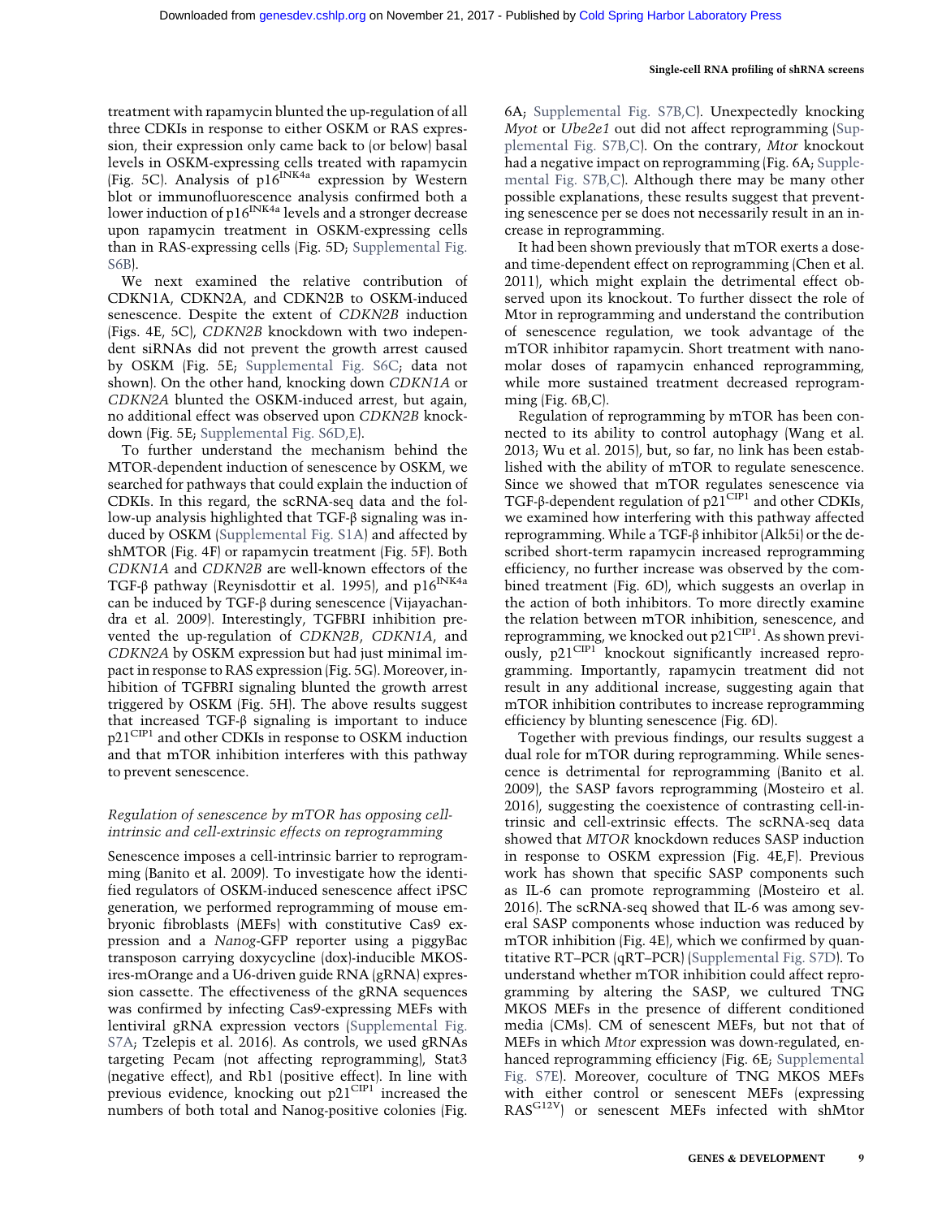treatment with rapamycin blunted the up-regulation of all three CDKIs in response to either OSKM or RAS expression, their expression only came back to (or below) basal levels in OSKM-expressing cells treated with rapamycin (Fig. 5C). Analysis of p16$^{INK4a}$ expression by Western blot or immunofluorescence analysis confirmed both a lower induction of p16$^{INK4a}$ levels and a stronger decrease upon rapamycin treatment in OSKM-expressing cells than in RAS-expressing cells (Fig. 5D; Supplemental Fig. S6B).

We next examined the relative contribution of CDKN1A, CDKN2A, and CDKN2B to OSKM-induced senescence. Despite the extent of *CDKN2B* induction (Figs. 4E, 5C), *CDKN2B* knockdown with two independent siRNAs did not prevent the growth arrest caused by OSKM (Fig. 5E; Supplemental Fig. S6C; data not shown). On the other hand, knocking down *CDKN1A* or *CDKN2A* blunted the OSKM-induced arrest, but again, no additional effect was observed upon *CDKN2B* knockdown (Fig. 5E; Supplemental Fig. S6D,E).

To further understand the mechanism behind the MTOR-dependent induction of senescence by OSKM, we searched for pathways that could explain the induction of CDKIs. In this regard, the scRNA-seq data and the follow-up analysis highlighted that TGF-β signaling was induced by OSKM (Supplemental Fig. S1A) and affected by shMTOR (Fig. 4F) or rapamycin treatment (Fig. 5F). Both *CDKN1A* and *CDKN2B* are well-known effectors of the TGF-β pathway (Reynisdottir et al. 1995), and p16$^{INK4a}$ can be induced by TGF-β during senescence (Vijayachandra et al. 2009). Interestingly, TGFBRI inhibition prevented the up-regulation of *CDKN2B*, *CDKN1A*, and *CDKN2A* by OSKM expression but had just minimal impact in response to RAS expression (Fig. 5G). Moreover, inhibition of TGFBRI signaling blunted the growth arrest triggered by OSKM (Fig. 5H). The above results suggest that increased TGF-β signaling is important to induce p21$^{CIP1}$ and other CDKIs in response to OSKM induction and that mTOR inhibition interferes with this pathway to prevent senescence.

### *Regulation of senescence by mTOR has opposing cell-intrinsic and cell-extrinsic effects on reprogramming*

Senescence imposes a cell-intrinsic barrier to reprogramming (Banito et al. 2009). To investigate how the identified regulators of OSKM-induced senescence affect iPSC generation, we performed reprogramming of mouse embryonic fibroblasts (MEFs) with constitutive Cas9 expression and a *Nanog*-GFP reporter using a piggyBac transposon carrying doxycycline (dox)-inducible MKOS-ires-mOrange and a U6-driven guide RNA (gRNA) expression cassette. The effectiveness of the gRNA sequences was confirmed by infecting Cas9-expressing MEFs with lentiviral gRNA expression vectors (Supplemental Fig. S7A; Tzelepis et al. 2016). As controls, we used gRNAs targeting Pecam (not affecting reprogramming), Stat3 (negative effect), and Rb1 (positive effect). In line with previous evidence, knocking out p21$^{CIP1}$ increased the numbers of both total and Nanog-positive colonies (Fig. 6A; Supplemental Fig. S7B,C). Unexpectedly knocking *Myot* or *Ube2e1* out did not affect reprogramming (Supplemental Fig. S7B,C). On the contrary, *Mtor* knockout had a negative impact on reprogramming (Fig. 6A; Supplemental Fig. S7B,C). Although there may be many other possible explanations, these results suggest that preventing senescence per se does not necessarily result in an increase in reprogramming.

It had been shown previously that mTOR exerts a dose- and time-dependent effect on reprogramming (Chen et al. 2011), which might explain the detrimental effect observed upon its knockout. To further dissect the role of Mtor in reprogramming and understand the contribution of senescence regulation, we took advantage of the mTOR inhibitor rapamycin. Short treatment with nanomolar doses of rapamycin enhanced reprogramming, while more sustained treatment decreased reprogramming (Fig. 6B,C).

Regulation of reprogramming by mTOR has been connected to its ability to control autophagy (Wang et al. 2013; Wu et al. 2015), but, so far, no link has been established with the ability of mTOR to regulate senescence. Since we showed that mTOR regulates senescence via TGF-β-dependent regulation of p21$^{CIP1}$ and other CDKIs, we examined how interfering with this pathway affected reprogramming. While a TGF-β inhibitor (Alk5i) or the described short-term rapamycin increased reprogramming efficiency, no further increase was observed by the combined treatment (Fig. 6D), which suggests an overlap in the action of both inhibitors. To more directly examine the relation between mTOR inhibition, senescence, and reprogramming, we knocked out p21$^{CIP1}$. As shown previously, p21$^{CIP1}$ knockout significantly increased reprogramming. Importantly, rapamycin treatment did not result in any additional increase, suggesting again that mTOR inhibition contributes to increase reprogramming efficiency by blunting senescence (Fig. 6D).

Together with previous findings, our results suggest a dual role for mTOR during reprogramming. While senescence is detrimental for reprogramming (Banito et al. 2009), the SASP favors reprogramming (Mosteiro et al. 2016), suggesting the coexistence of contrasting cell-intrinsic and cell-extrinsic effects. The scRNA-seq data showed that *MTOR* knockdown reduces SASP induction in response to OSKM expression (Fig. 4E,F). Previous work has shown that specific SASP components such as IL-6 can promote reprogramming (Mosteiro et al. 2016). The scRNA-seq showed that IL-6 was among several SASP components whose induction was reduced by mTOR inhibition (Fig. 4E), which we confirmed by quantitative RT–PCR (qRT–PCR) (Supplemental Fig. S7D). To understand whether mTOR inhibition could affect reprogramming by altering the SASP, we cultured TNG MKOS MEFs in the presence of different conditioned media (CMs). CM of senescent MEFs, but not that of MEFs in which *Mtor* expression was down-regulated, enhanced reprogramming efficiency (Fig. 6E; Supplemental Fig. S7E). Moreover, coculture of TNG MKOS MEFs with either control or senescent MEFs (expressing RAS$^{G12V}$) or senescent MEFs infected with shMtor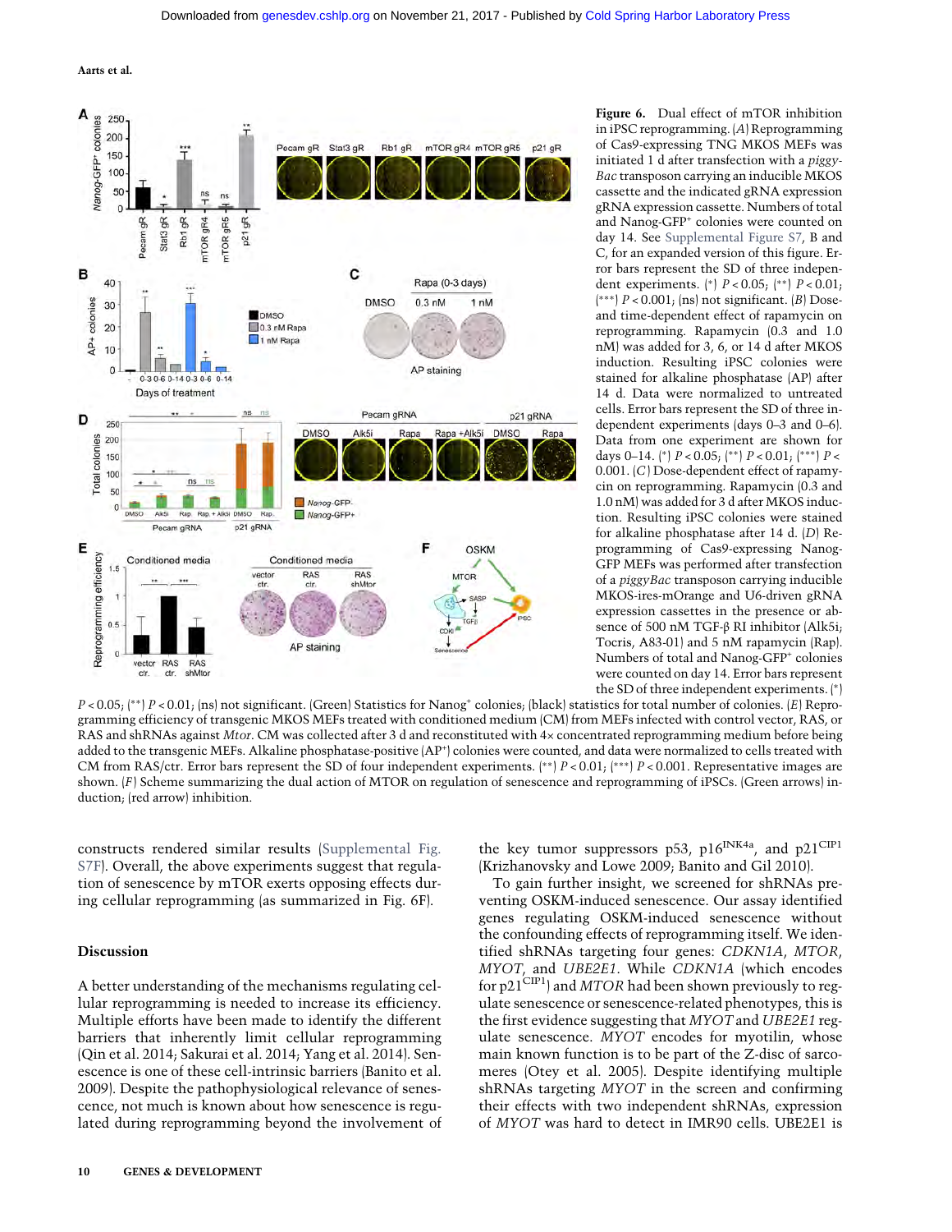**Figure 6.** Dual effect of mTOR inhibition in iPSC reprogramming. (*A*) Reprogramming of Cas9-expressing TNG MKOS MEFs was initiated 1 d after transfection with a *piggyBac* transposon carrying an inducible MKOS cassette and the indicated gRNA expression gRNA expression cassette. Numbers of total and Nanog-GFP+ colonies were counted on day 14. See Supplemental Figure S7, B and C, for an expanded version of this figure. Error bars represent the SD of three independent experiments. (*) $P < 0.05$; (**) $P < 0.01$; (***) $P < 0.001$; (ns) not significant. (*B*) Dose- and time-dependent effect of rapamycin on reprogramming. Rapamycin (0.3 and 1.0 nM) was added for 3, 6, or 14 d after MKOS induction. Resulting iPSC colonies were stained for alkaline phosphatase (AP) after 14 d. Data were normalized to untreated cells. Error bars represent the SD of three independent experiments (days 0–3 and 0–6). Data from one experiment are shown for days 0–14. (*) $P < 0.05$; (**) $P < 0.01$; (***) $P < 0.001$. (*C*) Dose-dependent effect of rapamycin on reprogramming. Rapamycin (0.3 and 1.0 nM) was added for 3 d after MKOS induction. Resulting iPSC colonies were stained for alkaline phosphatase after 14 d. (*D*) Reprogramming of Cas9-expressing Nanog-GFP MEFs was performed after transfection of a *piggyBac* transposon carrying inducible MKOS-ires-mOrange and U6-driven gRNA expression cassettes in the presence or absence of 500 nM TGF-β RI inhibitor (Alk5i; Tocris, A83-01) and 5 nM rapamycin (Rap). Numbers of total and Nanog-GFP+ colonies were counted on day 14. Error bars represent the SD of three independent experiments. (*) $P < 0.05$; (**) $P < 0.01$; (ns) not significant. (Green) Statistics for Nanog+ colonies; (black) statistics for total number of colonies. (*E*) Reprogramming efficiency of transgenic MKOS MEFs treated with conditioned medium (CM) from MEFs infected with control vector, RAS, or RAS and shRNAs against *Mtor*. CM was collected after 3 d and reconstituted with 4× concentrated reprogramming medium before being added to the transgenic MEFs. Alkaline phosphatase-positive (AP+) colonies were counted, and data were normalized to cells treated with CM from RAS/ctr. Error bars represent the SD of four independent experiments. (**) $P < 0.01$; (***) $P < 0.001$. Representative images are shown. (*F*) Scheme summarizing the dual action of MTOR on regulation of senescence and reprogramming of iPSCs. (Green arrows) Induction; (red arrow) inhibition.

constructs rendered similar results (Supplemental Fig. S7F). Overall, the above experiments suggest that regulation of senescence by mTOR exerts opposing effects during cellular reprogramming (as summarized in Fig. 6F).

## Discussion

A better understanding of the mechanisms regulating cellular reprogramming is needed to increase its efficiency. Multiple efforts have been made to identify the different barriers that inherently limit cellular reprogramming (Qin et al. 2014; Sakurai et al. 2014; Yang et al. 2014). Senescence is one of these cell-intrinsic barriers (Banito et al. 2009). Despite the pathophysiological relevance of senescence, not much is known about how senescence is regulated during reprogramming beyond the involvement of the key tumor suppressors p53, p16[INK4a], and p21[CIP1] (Krizhanovsky and Lowe 2009; Banito and Gil 2010).

To gain further insight, we screened for shRNAs preventing OSKM-induced senescence. Our assay identified genes regulating OSKM-induced senescence without the confounding effects of reprogramming itself. We identified shRNAs targeting four genes: *CDKN1A*, *MTOR*, *MYOT*, and *UBE2E1*. While *CDKN1A* (which encodes for p21[CIP1]) and *MTOR* had been shown previously to regulate senescence or senescence-related phenotypes, this is the first evidence suggesting that *MYOT* and *UBE2E1* regulate senescence. *MYOT* encodes for myotilin, whose main known function is to be part of the Z-disc of sarcomeres (Otey et al. 2005). Despite identifying multiple shRNAs targeting *MYOT* in the screen and confirming their effects with two independent shRNAs, expression of *MYOT* was hard to detect in IMR90 cells. UBE2E1 is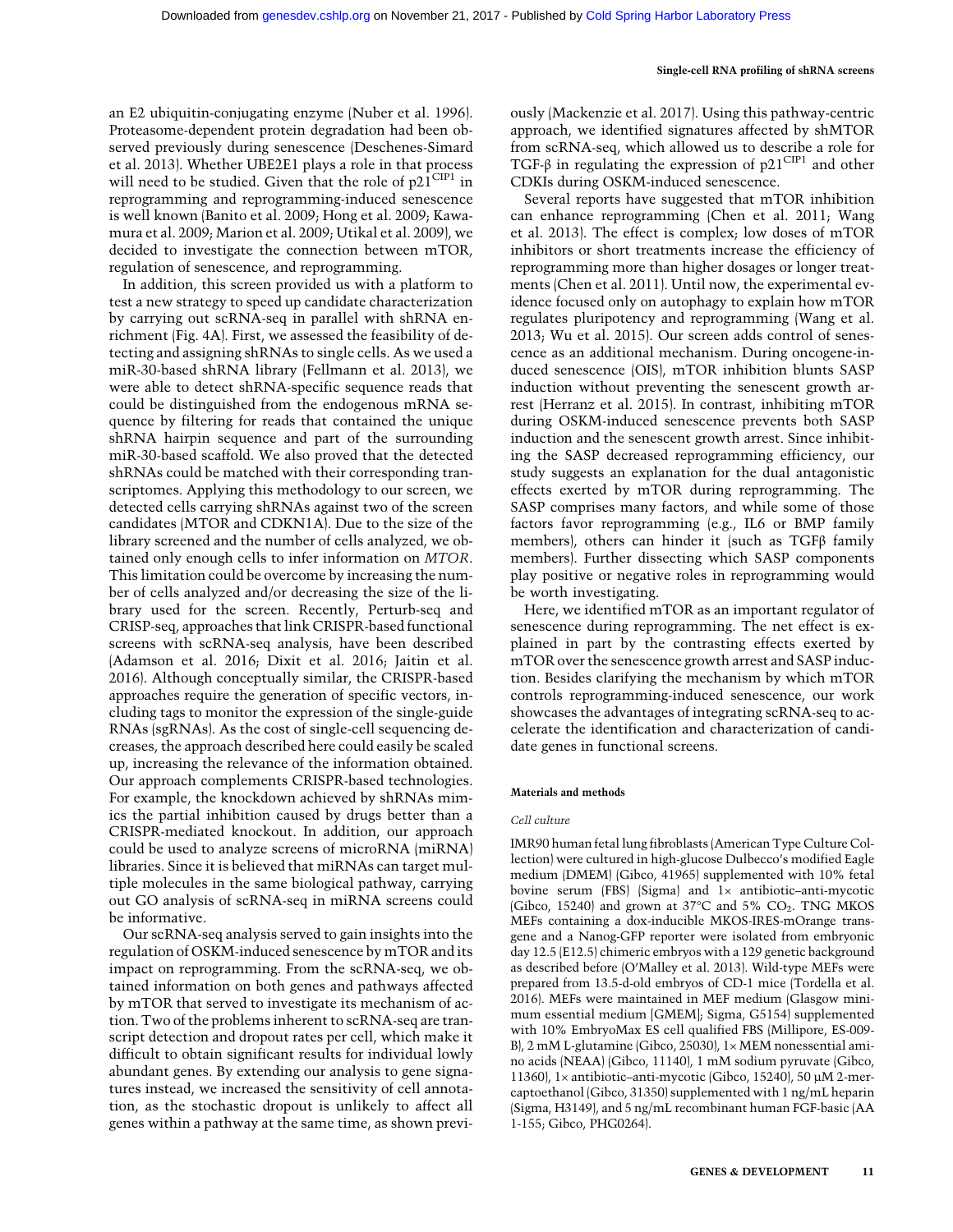an E2 ubiquitin-conjugating enzyme (Nuber et al. 1996). Proteasome-dependent protein degradation had been observed previously during senescence (Deschenes-Simard et al. 2013). Whether UBE2E1 plays a role in that process will need to be studied. Given that the role of p21$^{CIP1}$ in reprogramming and reprogramming-induced senescence is well known (Banito et al. 2009; Hong et al. 2009; Kawamura et al. 2009; Marion et al. 2009; Utikal et al. 2009), we decided to investigate the connection between mTOR, regulation of senescence, and reprogramming.

In addition, this screen provided us with a platform to test a new strategy to speed up candidate characterization by carrying out scRNA-seq in parallel with shRNA enrichment (Fig. 4A). First, we assessed the feasibility of detecting and assigning shRNAs to single cells. As we used a miR-30-based shRNA library (Fellmann et al. 2013), we were able to detect shRNA-specific sequence reads that could be distinguished from the endogenous mRNA sequence by filtering for reads that contained the unique shRNA hairpin sequence and part of the surrounding miR-30-based scaffold. We also proved that the detected shRNAs could be matched with their corresponding transcriptomes. Applying this methodology to our screen, we detected cells carrying shRNAs against two of the screen candidates (MTOR and CDKN1A). Due to the size of the library screened and the number of cells analyzed, we obtained only enough cells to infer information on *MTOR*. This limitation could be overcome by increasing the number of cells analyzed and/or decreasing the size of the library used for the screen. Recently, Perturb-seq and CRISP-seq, approaches that link CRISPR-based functional screens with scRNA-seq analysis, have been described (Adamson et al. 2016; Dixit et al. 2016; Jaitin et al. 2016). Although conceptually similar, the CRISPR-based approaches require the generation of specific vectors, including tags to monitor the expression of the single-guide RNAs (sgRNAs). As the cost of single-cell sequencing decreases, the approach described here could easily be scaled up, increasing the relevance of the information obtained. Our approach complements CRISPR-based technologies. For example, the knockdown achieved by shRNAs mimics the partial inhibition caused by drugs better than a CRISPR-mediated knockout. In addition, our approach could be used to analyze screens of microRNA (miRNA) libraries. Since it is believed that miRNAs can target multiple molecules in the same biological pathway, carrying out GO analysis of scRNA-seq in miRNA screens could be informative.

Our scRNA-seq analysis served to gain insights into the regulation of OSKM-induced senescence by mTOR and its impact on reprogramming. From the scRNA-seq, we obtained information on both genes and pathways affected by mTOR that served to investigate its mechanism of action. Two of the problems inherent to scRNA-seq are transcript detection and dropout rates per cell, which make it difficult to obtain significant results for individual lowly abundant genes. By extending our analysis to gene signatures instead, we increased the sensitivity of cell annotation, as the stochastic dropout is unlikely to affect all genes within a pathway at the same time, as shown previously (Mackenzie et al. 2017). Using this pathway-centric approach, we identified signatures affected by shMTOR from scRNA-seq, which allowed us to describe a role for TGF-β in regulating the expression of p21$^{CIP1}$ and other CDKIs during OSKM-induced senescence.

Several reports have suggested that mTOR inhibition can enhance reprogramming (Chen et al. 2011; Wang et al. 2013). The effect is complex; low doses of mTOR inhibitors or short treatments increase the efficiency of reprogramming more than higher dosages or longer treatments (Chen et al. 2011). Until now, the experimental evidence focused only on autophagy to explain how mTOR regulates pluripotency and reprogramming (Wang et al. 2013; Wu et al. 2015). Our screen adds control of senescence as an additional mechanism. During oncogene-induced senescence (OIS), mTOR inhibition blunts SASP induction without preventing the senescent growth arrest (Herranz et al. 2015). In contrast, inhibiting mTOR during OSKM-induced senescence prevents both SASP induction and the senescent growth arrest. Since inhibiting the SASP decreased reprogramming efficiency, our study suggests an explanation for the dual antagonistic effects exerted by mTOR during reprogramming. The SASP comprises many factors, and while some of those factors favor reprogramming (e.g., IL6 or BMP family members), others can hinder it (such as TGFβ family members). Further dissecting which SASP components play positive or negative roles in reprogramming would be worth investigating.

Here, we identified mTOR as an important regulator of senescence during reprogramming. The net effect is explained in part by the contrasting effects exerted by mTOR over the senescence growth arrest and SASP induction. Besides clarifying the mechanism by which mTOR controls reprogramming-induced senescence, our work showcases the advantages of integrating scRNA-seq to accelerate the identification and characterization of candidate genes in functional screens.

## Materials and methods

### Cell culture

IMR90 human fetal lung fibroblasts (American Type Culture Collection) were cultured in high-glucose Dulbecco's modified Eagle medium (DMEM) (Gibco, 41965) supplemented with 10% fetal bovine serum (FBS) (Sigma) and 1× antibiotic–anti-mycotic (Gibco, 15240) and grown at 37°C and 5% $CO_2$. TNG MKOS MEFs containing a dox-inducible MKOS-IRES-mOrange transgene and a Nanog-GFP reporter were isolated from embryonic day 12.5 (E12.5) chimeric embryos with a 129 genetic background as described before (O'Malley et al. 2013). Wild-type MEFs were prepared from 13.5-d-old embryos of CD-1 mice (Tordella et al. 2016). MEFs were maintained in MEF medium (Glasgow minimum essential medium [GMEM]; Sigma, G5154) supplemented with 10% EmbryoMax ES cell qualified FBS (Millipore, ES-009-B), 2 mM L-glutamine (Gibco, 25030), 1× MEM nonessential amino acids (NEAA) (Gibco, 11140), 1 mM sodium pyruvate (Gibco, 11360), 1× antibiotic–anti-mycotic (Gibco, 15240), 50 μM 2-mercaptoethanol (Gibco, 31350) supplemented with 1 ng/mL heparin (Sigma, H3149), and 5 ng/mL recombinant human FGF-basic (AA 1-155; Gibco, PHG0264).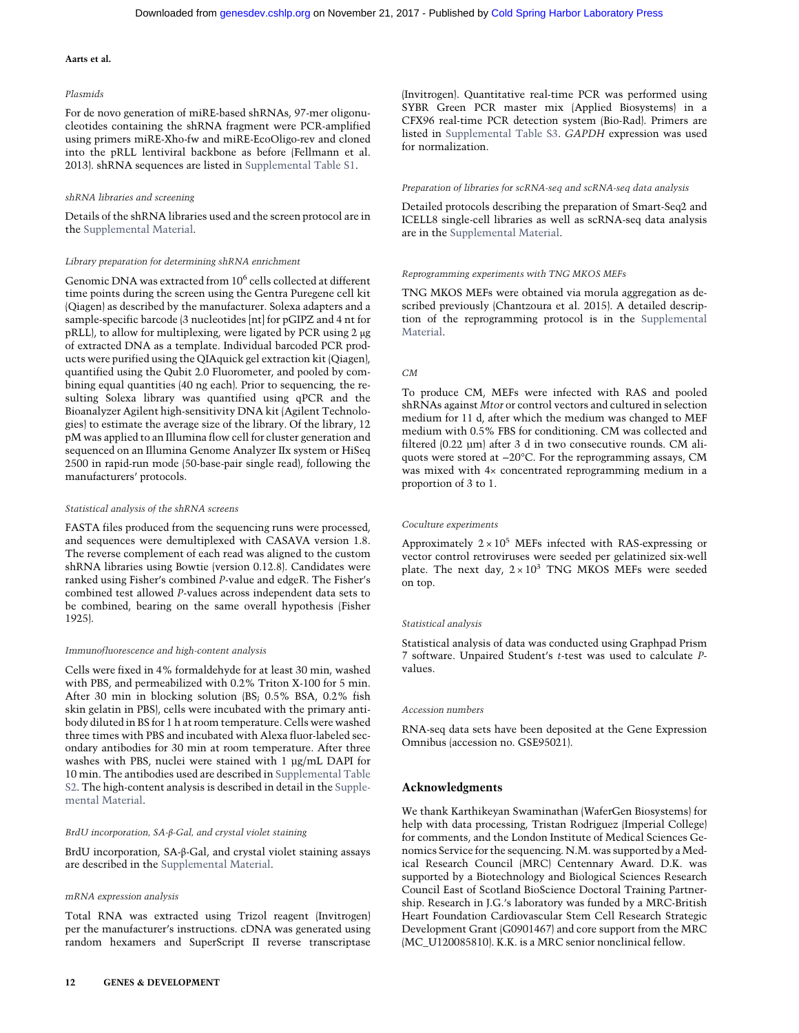### Plasmids

For de novo generation of miRE-based shRNAs, 97-mer oligonucleotides containing the shRNA fragment were PCR-amplified using primers miRE-Xho-fw and miRE-EcoOligo-rev and cloned into the pRLL lentiviral backbone as before (Fellmann et al. 2013). shRNA sequences are listed in Supplemental Table S1.

### shRNA libraries and screening

Details of the shRNA libraries used and the screen protocol are in the Supplemental Material.

### Library preparation for determining shRNA enrichment

Genomic DNA was extracted from $10^6$ cells collected at different time points during the screen using the Gentra Puregene cell kit (Qiagen) as described by the manufacturer. Solexa adapters and a sample-specific barcode (3 nucleotides [nt] for pGIPZ and 4 nt for pRLL), to allow for multiplexing, were ligated by PCR using 2 µg of extracted DNA as a template. Individual barcoded PCR products were purified using the QIAquick gel extraction kit (Qiagen), quantified using the Qubit 2.0 Fluorometer, and pooled by combining equal quantities (40 ng each). Prior to sequencing, the resulting Solexa library was quantified using qPCR and the Bioanalyzer Agilent high-sensitivity DNA kit (Agilent Technologies) to estimate the average size of the library. Of the library, 12 pM was applied to an Illumina flow cell for cluster generation and sequenced on an Illumina Genome Analyzer IIx system or HiSeq 2500 in rapid-run mode (50-base-pair single read), following the manufacturers' protocols.

### Statistical analysis of the shRNA screens

FASTA files produced from the sequencing runs were processed, and sequences were demultiplexed with CASAVA version 1.8. The reverse complement of each read was aligned to the custom shRNA libraries using Bowtie (version 0.12.8). Candidates were ranked using Fisher's combined *P*-value and edgeR. The Fisher's combined test allowed *P*-values across independent data sets to be combined, bearing on the same overall hypothesis (Fisher 1925).

### Immunofluorescence and high-content analysis

Cells were fixed in 4% formaldehyde for at least 30 min, washed with PBS, and permeabilized with 0.2% Triton X-100 for 5 min. After 30 min in blocking solution (BS; 0.5% BSA, 0.2% fish skin gelatin in PBS), cells were incubated with the primary antibody diluted in BS for 1 h at room temperature. Cells were washed three times with PBS and incubated with Alexa fluor-labeled secondary antibodies for 30 min at room temperature. After three washes with PBS, nuclei were stained with 1 µg/mL DAPI for 10 min. The antibodies used are described in Supplemental Table S2. The high-content analysis is described in detail in the Supplemental Material.

### BrdU incorporation, SA-β-Gal, and crystal violet staining

BrdU incorporation, SA-β-Gal, and crystal violet staining assays are described in the Supplemental Material.

### mRNA expression analysis

Total RNA was extracted using Trizol reagent (Invitrogen) per the manufacturer's instructions. cDNA was generated using random hexamers and SuperScript II reverse transcriptase (Invitrogen). Quantitative real-time PCR was performed using SYBR Green PCR master mix (Applied Biosystems) in a CFX96 real-time PCR detection system (Bio-Rad). Primers are listed in Supplemental Table S3. *GAPDH* expression was used for normalization.

### Preparation of libraries for scRNA-seq and scRNA-seq data analysis

Detailed protocols describing the preparation of Smart-Seq2 and ICELL8 single-cell libraries as well as scRNA-seq data analysis are in the Supplemental Material.

### Reprogramming experiments with TNG MKOS MEFs

TNG MKOS MEFs were obtained via morula aggregation as described previously (Chantzoura et al. 2015). A detailed description of the reprogramming protocol is in the Supplemental Material.

### CM

To produce CM, MEFs were infected with RAS and pooled shRNAs against *Mtor* or control vectors and cultured in selection medium for 11 d, after which the medium was changed to MEF medium with 0.5% FBS for conditioning. CM was collected and filtered (0.22 µm) after 3 d in two consecutive rounds. CM aliquots were stored at −20°C. For the reprogramming assays, CM was mixed with 4× concentrated reprogramming medium in a proportion of 3 to 1.

### Coculture experiments

Approximately $2 \times 10^5$ MEFs infected with RAS-expressing or vector control retroviruses were seeded per gelatinized six-well plate. The next day, $2 \times 10^3$ TNG MKOS MEFs were seeded on top.

### Statistical analysis

Statistical analysis of data was conducted using Graphpad Prism 7 software. Unpaired Student's *t*-test was used to calculate *P*-values.

### Accession numbers

RNA-seq data sets have been deposited at the Gene Expression Omnibus (accession no. GSE95021).

## Acknowledgments

We thank Karthikeyan Swaminathan (WaferGen Biosystems) for help with data processing, Tristan Rodriguez (Imperial College) for comments, and the London Institute of Medical Sciences Genomics Service for the sequencing. N.M. was supported by a Medical Research Council (MRC) Centennary Award. D.K. was supported by a Biotechnology and Biological Sciences Research Council East of Scotland BioScience Doctoral Training Partnership. Research in J.G.'s laboratory was funded by a MRC-British Heart Foundation Cardiovascular Stem Cell Research Strategic Development Grant (G0901467) and core support from the MRC (MC_U120085810). K.K. is a MRC senior nonclinical fellow.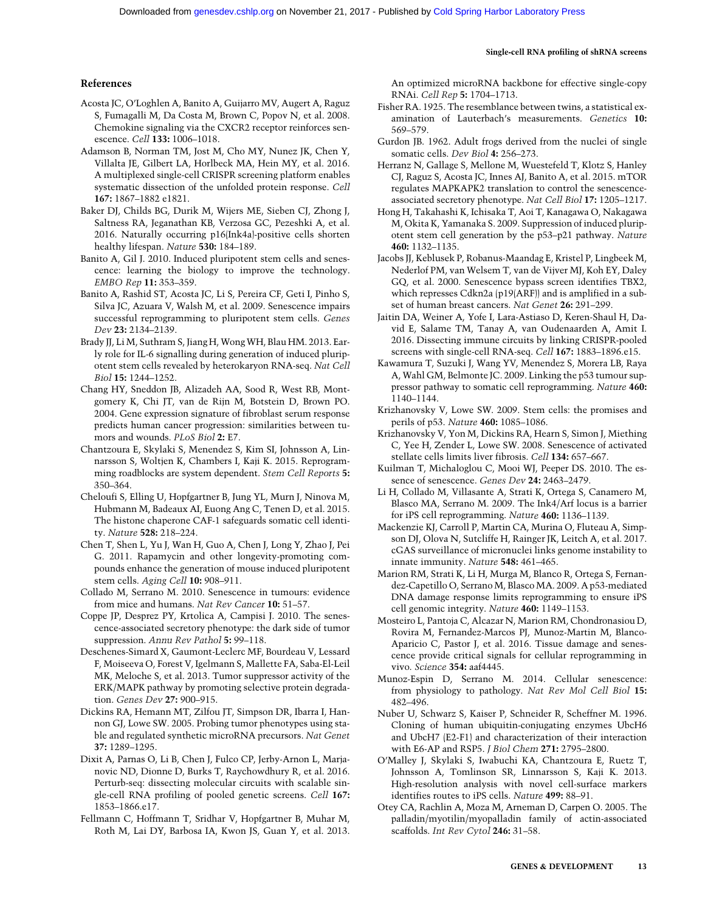## References

Acosta JC, O'Loghlen A, Banito A, Guijarro MV, Augert A, Raguz S, Fumagalli M, Da Costa M, Brown C, Popov N, et al. 2008. Chemokine signaling via the CXCR2 receptor reinforces senescence. *Cell* **133:** 1006–1018.

Adamson B, Norman TM, Jost M, Cho MY, Nunez JK, Chen Y, Villalta JE, Gilbert LA, Horlbeck MA, Hein MY, et al. 2016. A multiplexed single-cell CRISPR screening platform enables systematic dissection of the unfolded protein response. *Cell* **167:** 1867–1882 e1821.

Baker DJ, Childs BG, Durik M, Wijers ME, Sieben CJ, Zhong J, Saltness RA, Jeganathan KB, Verzosa GC, Pezeshki A, et al. 2016. Naturally occurring p16(Ink4a)-positive cells shorten healthy lifespan. *Nature* **530:** 184–189.

Banito A, Gil J. 2010. Induced pluripotent stem cells and senescence: learning the biology to improve the technology. *EMBO Rep* **11:** 353–359.

Banito A, Rashid ST, Acosta JC, Li S, Pereira CF, Geti I, Pinho S, Silva JC, Azuara V, Walsh M, et al. 2009. Senescence impairs successful reprogramming to pluripotent stem cells. *Genes Dev* **23:** 2134–2139.

Brady JJ, Li M, Suthram S, Jiang H, Wong WH, Blau HM. 2013. Early role for IL-6 signalling during generation of induced pluripotent stem cells revealed by heterokaryon RNA-seq. *Nat Cell Biol* **15:** 1244–1252.

Chang HY, Sneddon JB, Alizadeh AA, Sood R, West RB, Montgomery K, Chi JT, van de Rijn M, Botstein D, Brown PO. 2004. Gene expression signature of fibroblast serum response predicts human cancer progression: similarities between tumors and wounds. *PLoS Biol* **2:** E7.

Chantzoura E, Skylaki S, Menendez S, Kim SI, Johnsson A, Linnarsson S, Woltjen K, Chambers I, Kaji K. 2015. Reprogramming roadblocks are system dependent. *Stem Cell Reports* **5:** 350–364.

Cheloufi S, Elling U, Hopfgartner B, Jung YL, Murn J, Ninova M, Hubmann M, Badeaux AI, Euong Ang C, Tenen D, et al. 2015. The histone chaperone CAF-1 safeguards somatic cell identity. *Nature* **528:** 218–224.

Chen T, Shen L, Yu J, Wan H, Guo A, Chen J, Long Y, Zhao J, Pei G. 2011. Rapamycin and other longevity-promoting compounds enhance the generation of mouse induced pluripotent stem cells. *Aging Cell* **10:** 908–911.

Collado M, Serrano M. 2010. Senescence in tumours: evidence from mice and humans. *Nat Rev Cancer* **10:** 51–57.

Coppe JP, Desprez PY, Krtolica A, Campisi J. 2010. The senescence-associated secretory phenotype: the dark side of tumor suppression. *Annu Rev Pathol* **5:** 99–118.

Deschenes-Simard X, Gaumont-Leclerc MF, Bourdeau V, Lessard F, Moiseeva O, Forest V, Igelmann S, Mallette FA, Saba-El-Leil MK, Meloche S, et al. 2013. Tumor suppressor activity of the ERK/MAPK pathway by promoting selective protein degradation. *Genes Dev* **27:** 900–915.

Dickins RA, Hemann MT, Zilfou JT, Simpson DR, Ibarra I, Hannon GJ, Lowe SW. 2005. Probing tumor phenotypes using stable and regulated synthetic microRNA precursors. *Nat Genet* **37:** 1289–1295.

Dixit A, Parnas O, Li B, Chen J, Fulco CP, Jerby-Arnon L, Marjanovic ND, Dionne D, Burks T, Raychowdhury R, et al. 2016. Perturb-seq: dissecting molecular circuits with scalable single-cell RNA profiling of pooled genetic screens. *Cell* **167:** 1853–1866.e17.

Fellmann C, Hoffmann T, Sridhar V, Hopfgartner B, Muhar M, Roth M, Lai DY, Barbosa IA, Kwon JS, Guan Y, et al. 2013. An optimized microRNA backbone for effective single-copy RNAi. *Cell Rep* **5:** 1704–1713.

Fisher RA. 1925. The resemblance between twins, a statistical examination of Lauterbach's measurements. *Genetics* **10:** 569–579.

Gurdon JB. 1962. Adult frogs derived from the nuclei of single somatic cells. *Dev Biol* **4:** 256–273.

Herranz N, Gallage S, Mellone M, Wuestefeld T, Klotz S, Hanley CJ, Raguz S, Acosta JC, Innes AJ, Banito A, et al. 2015. mTOR regulates MAPKAPK2 translation to control the senescence-associated secretory phenotype. *Nat Cell Biol* **17:** 1205–1217.

Hong H, Takahashi K, Ichisaka T, Aoi T, Kanagawa O, Nakagawa M, Okita K, Yamanaka S. 2009. Suppression of induced pluripotent stem cell generation by the p53–p21 pathway. *Nature* **460:** 1132–1135.

Jacobs JJ, Keblusek P, Robanus-Maandag E, Kristel P, Lingbeek M, Nederlof PM, van Welsem T, van de Vijver MJ, Koh EY, Daley GQ, et al. 2000. Senescence bypass screen identifies TBX2, which represses Cdkn2a (p19(ARF)) and is amplified in a subset of human breast cancers. *Nat Genet* **26:** 291–299.

Jaitin DA, Weiner A, Yofe I, Lara-Astiaso D, Keren-Shaul H, David E, Salame TM, Tanay A, van Oudenaarden A, Amit I. 2016. Dissecting immune circuits by linking CRISPR-pooled screens with single-cell RNA-seq. *Cell* **167:** 1883–1896.e15.

Kawamura T, Suzuki J, Wang YV, Menendez S, Morera LB, Raya A, Wahl GM, Belmonte JC. 2009. Linking the p53 tumour suppressor pathway to somatic cell reprogramming. *Nature* **460:** 1140–1144.

Krizhanovsky V, Lowe SW. 2009. Stem cells: the promises and perils of p53. *Nature* **460:** 1085–1086.

Krizhanovsky V, Yon M, Dickins RA, Hearn S, Simon J, Miething C, Yee H, Zender L, Lowe SW. 2008. Senescence of activated stellate cells limits liver fibrosis. *Cell* **134:** 657–667.

Kuilman T, Michaloglou C, Mooi WJ, Peeper DS. 2010. The essence of senescence. *Genes Dev* **24:** 2463–2479.

Li H, Collado M, Villasante A, Strati K, Ortega S, Canamero M, Blasco MA, Serrano M. 2009. The Ink4/Arf locus is a barrier for iPS cell reprogramming. *Nature* **460:** 1136–1139.

Mackenzie KJ, Carroll P, Martin CA, Murina O, Fluteau A, Simpson DJ, Olova N, Sutcliffe H, Rainger JK, Leitch A, et al. 2017. cGAS surveillance of micronuclei links genome instability to innate immunity. *Nature* **548:** 461–465.

Marion RM, Strati K, Li H, Murga M, Blanco R, Ortega S, Fernandez-Capetillo O, Serrano M, Blasco MA. 2009. A p53-mediated DNA damage response limits reprogramming to ensure iPS cell genomic integrity. *Nature* **460:** 1149–1153.

Mosteiro L, Pantoja C, Alcazar N, Marion RM, Chondronasiou D, Rovira M, Fernandez-Marcos PJ, Munoz-Martin M, Blanco-Aparicio C, Pastor J, et al. 2016. Tissue damage and senescence provide critical signals for cellular reprogramming in vivo. *Science* **354:** aaf4445.

Munoz-Espin D, Serrano M. 2014. Cellular senescence: from physiology to pathology. *Nat Rev Mol Cell Biol* **15:** 482–496.

Nuber U, Schwarz S, Kaiser P, Schneider R, Scheffner M. 1996. Cloning of human ubiquitin-conjugating enzymes UbcH6 and UbcH7 (E2-F1) and characterization of their interaction with E6-AP and RSP5. *J Biol Chem* **271:** 2795–2800.

O'Malley J, Skylaki S, Iwabuchi KA, Chantzoura E, Ruetz T, Johnsson A, Tomlinson SR, Linnarsson S, Kaji K. 2013. High-resolution analysis with novel cell-surface markers identifies routes to iPS cells. *Nature* **499:** 88–91.

Otey CA, Rachlin A, Moza M, Arneman D, Carpen O. 2005. The palladin/myotilin/myopalladin family of actin-associated scaffolds. *Int Rev Cytol* **246:** 31–58.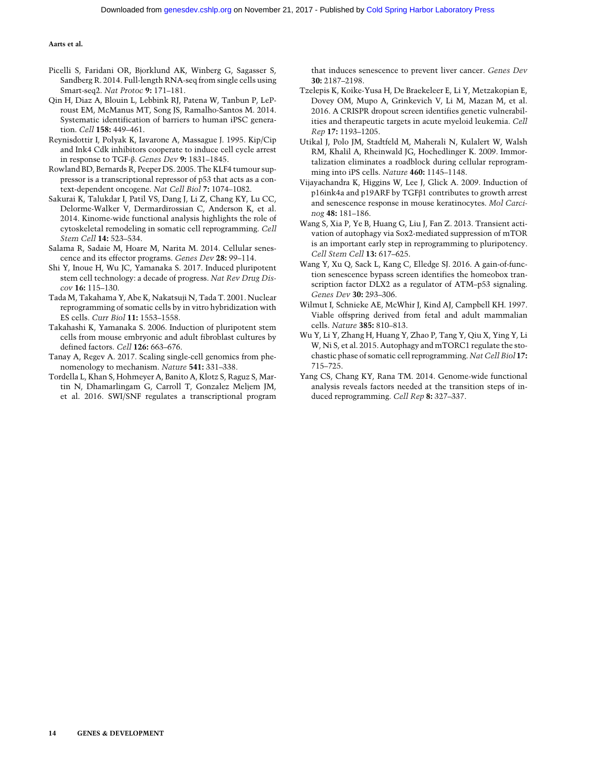Picelli S, Faridani OR, Bjorklund AK, Winberg G, Sagasser S, Sandberg R. 2014. Full-length RNA-seq from single cells using Smart-seq2. *Nat Protoc* **9:** 171–181.

Qin H, Diaz A, Blouin L, Lebbink RJ, Patena W, Tanbun P, LeProust EM, McManus MT, Song JS, Ramalho-Santos M. 2014. Systematic identification of barriers to human iPSC generation. *Cell* **158:** 449–461.

Reynisdottir I, Polyak K, Iavarone A, Massague J. 1995. Kip/Cip and Ink4 Cdk inhibitors cooperate to induce cell cycle arrest in response to TGF-β. *Genes Dev* **9:** 1831–1845.

Rowland BD, Bernards R, Peeper DS. 2005. The KLF4 tumour suppressor is a transcriptional repressor of p53 that acts as a context-dependent oncogene. *Nat Cell Biol* **7:** 1074–1082.

Sakurai K, Talukdar I, Patil VS, Dang J, Li Z, Chang KY, Lu CC, Delorme-Walker V, Dermardirossian C, Anderson K, et al. 2014. Kinome-wide functional analysis highlights the role of cytoskeletal remodeling in somatic cell reprogramming. *Cell Stem Cell* **14:** 523–534.

Salama R, Sadaie M, Hoare M, Narita M. 2014. Cellular senescence and its effector programs. *Genes Dev* **28:** 99–114.

Shi Y, Inoue H, Wu JC, Yamanaka S. 2017. Induced pluripotent stem cell technology: a decade of progress. *Nat Rev Drug Discov* **16:** 115–130.

Tada M, Takahama Y, Abe K, Nakatsuji N, Tada T. 2001. Nuclear reprogramming of somatic cells by in vitro hybridization with ES cells. *Curr Biol* **11:** 1553–1558.

Takahashi K, Yamanaka S. 2006. Induction of pluripotent stem cells from mouse embryonic and adult fibroblast cultures by defined factors. *Cell* **126:** 663–676.

Tanay A, Regev A. 2017. Scaling single-cell genomics from phenomenology to mechanism. *Nature* **541:** 331–338.

Tordella L, Khan S, Hohmeyer A, Banito A, Klotz S, Raguz S, Martin N, Dhamarlingam G, Carroll T, Gonzalez Meljem JM, et al. 2016. SWI/SNF regulates a transcriptional program that induces senescence to prevent liver cancer. *Genes Dev* **30:** 2187–2198.

Tzelepis K, Koike-Yusa H, De Braekeleer E, Li Y, Metzakopian E, Dovey OM, Mupo A, Grinkevich V, Li M, Mazan M, et al. 2016. A CRISPR dropout screen identifies genetic vulnerabilities and therapeutic targets in acute myeloid leukemia. *Cell Rep* **17:** 1193–1205.

Utikal J, Polo JM, Stadtfeld M, Maherali N, Kulalert W, Walsh RM, Khalil A, Rheinwald JG, Hochedlinger K. 2009. Immortalization eliminates a roadblock during cellular reprogramming into iPS cells. *Nature* **460:** 1145–1148.

Vijayachandra K, Higgins W, Lee J, Glick A. 2009. Induction of p16ink4a and p19ARF by TGFβ1 contributes to growth arrest and senescence response in mouse keratinocytes. *Mol Carcinog* **48:** 181–186.

Wang S, Xia P, Ye B, Huang G, Liu J, Fan Z. 2013. Transient activation of autophagy via Sox2-mediated suppression of mTOR is an important early step in reprogramming to pluripotency. *Cell Stem Cell* **13:** 617–625.

Wang Y, Xu Q, Sack L, Kang C, Elledge SJ. 2016. A gain-of-function senescence bypass screen identifies the homeobox transcription factor DLX2 as a regulator of ATM–p53 signaling. *Genes Dev* **30:** 293–306.

Wilmut I, Schnieke AE, McWhir J, Kind AJ, Campbell KH. 1997. Viable offspring derived from fetal and adult mammalian cells. *Nature* **385:** 810–813.

Wu Y, Li Y, Zhang H, Huang Y, Zhao P, Tang Y, Qiu X, Ying Y, Li W, Ni S, et al. 2015. Autophagy and mTORC1 regulate the stochastic phase of somatic cell reprogramming. *Nat Cell Biol* **17:** 715–725.

Yang CS, Chang KY, Rana TM. 2014. Genome-wide functional analysis reveals factors needed at the transition steps of induced reprogramming. *Cell Rep* **8:** 327–337.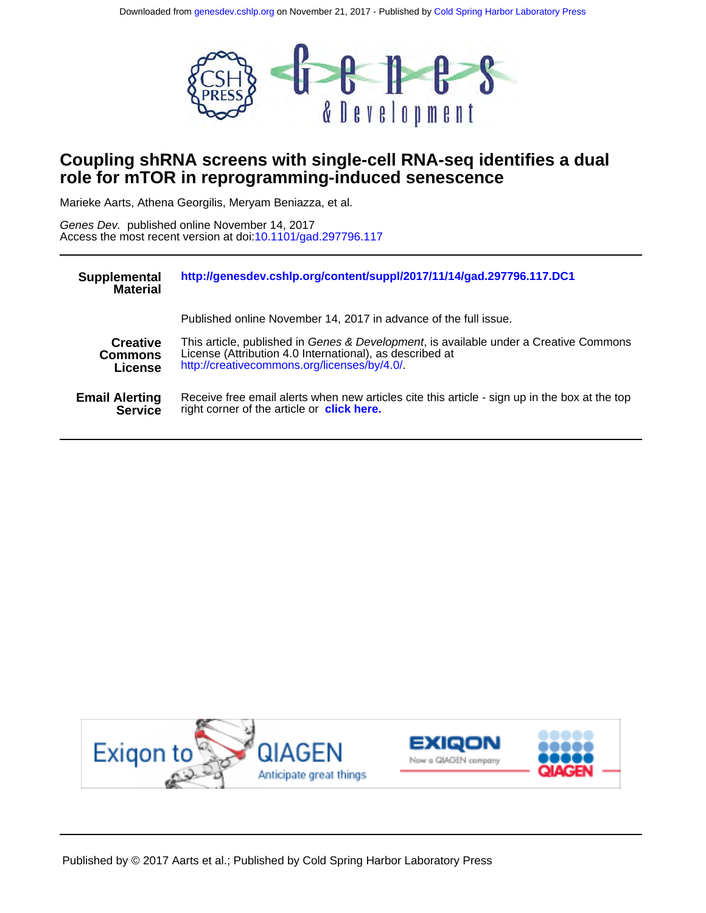Downloaded from genesdev.cshlp.org on November 21, 2017 - Published by Cold Spring Harbor Laboratory Press

# Coupling shRNA screens with single-cell RNA-seq identifies a dual role for mTOR in reprogramming-induced senescence

Marieke Aarts, Athena Georgilis, Meryam Beniazza, et al.

*Genes Dev.* published online November 14, 2017
Access the most recent version at doi:10.1101/gad.297796.117

**Supplemental Material** **http://genesdev.cshlp.org/content/suppl/2017/11/14/gad.297796.117.DC1**

Published online November 14, 2017 in advance of the full issue.

**Creative Commons License** This article, published in *Genes & Development*, is available under a Creative Commons License (Attribution 4.0 International), as described at http://creativecommons.org/licenses/by/4.0/.

**Email Alerting Service** Receive free email alerts when new articles cite this article - sign up in the box at the top right corner of the article or **click here.**

Published by © 2017 Aarts et al.; Published by Cold Spring Harbor Laboratory Press